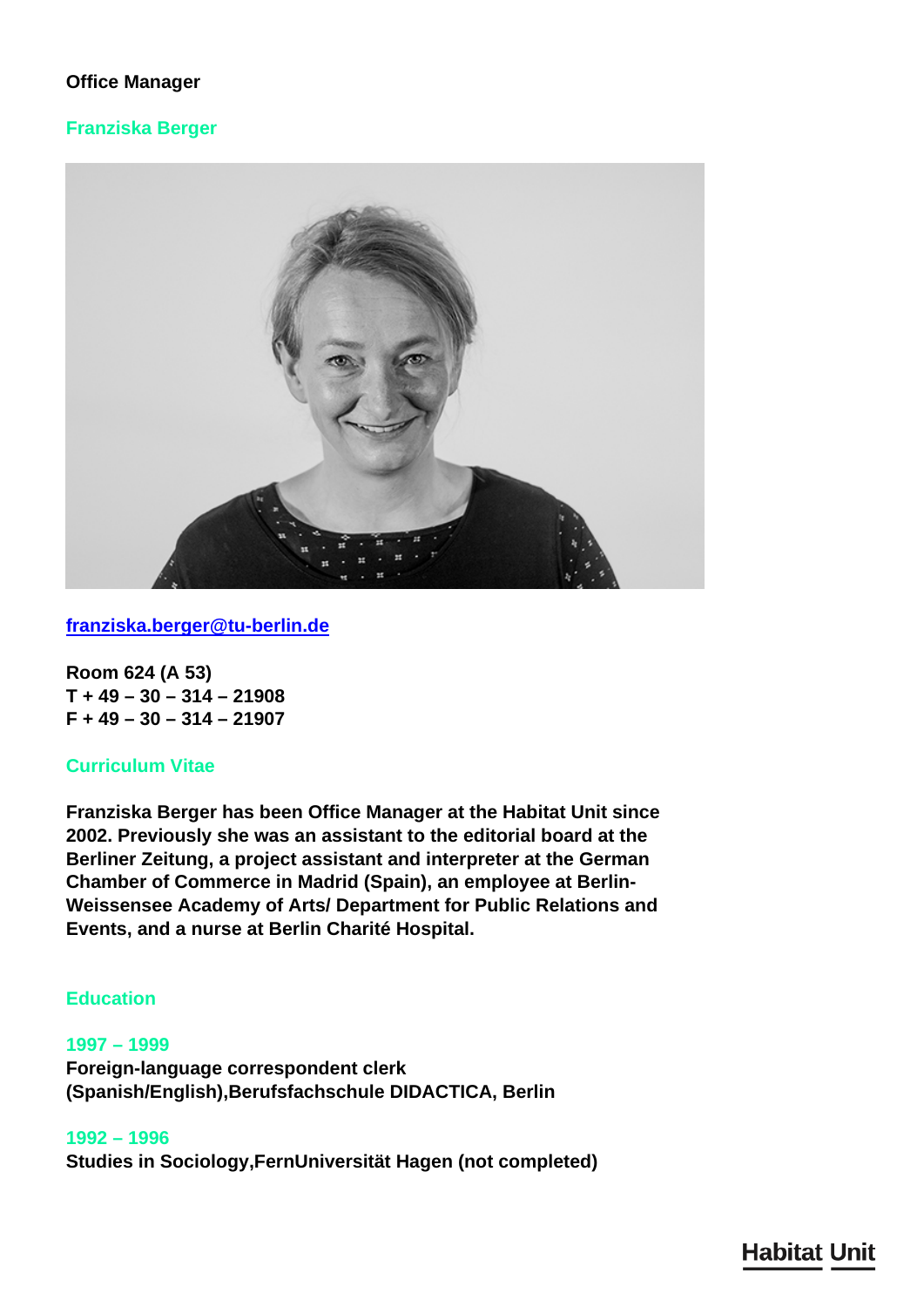**Office Manager**

## Franziska Berger

[franziska.berger@tu-berlin.de](mailto:franziska.berger@tu-berlin.de)

**Room 624 (A 53)**
**T + 49 – 30 – 314 – 21908**
**F + 49 – 30 – 314 – 21907**

## Curriculum Vitae

**Franziska Berger has been Office Manager at the Habitat Unit since 2002. Previously she was an assistant to the editorial board at the Berliner Zeitung, a project assistant and interpreter at the German Chamber of Commerce in Madrid (Spain), an employee at Berlin-Weissensee Academy of Arts/ Department for Public Relations and Events, and a nurse at Berlin Charité Hospital.**

## Education

### 1997 – 1999

**Foreign-language correspondent clerk (Spanish/English),Berufsfachschule DIDACTICA, Berlin**

### 1992 – 1996

**Studies in Sociology,FernUniversität Hagen (not completed)**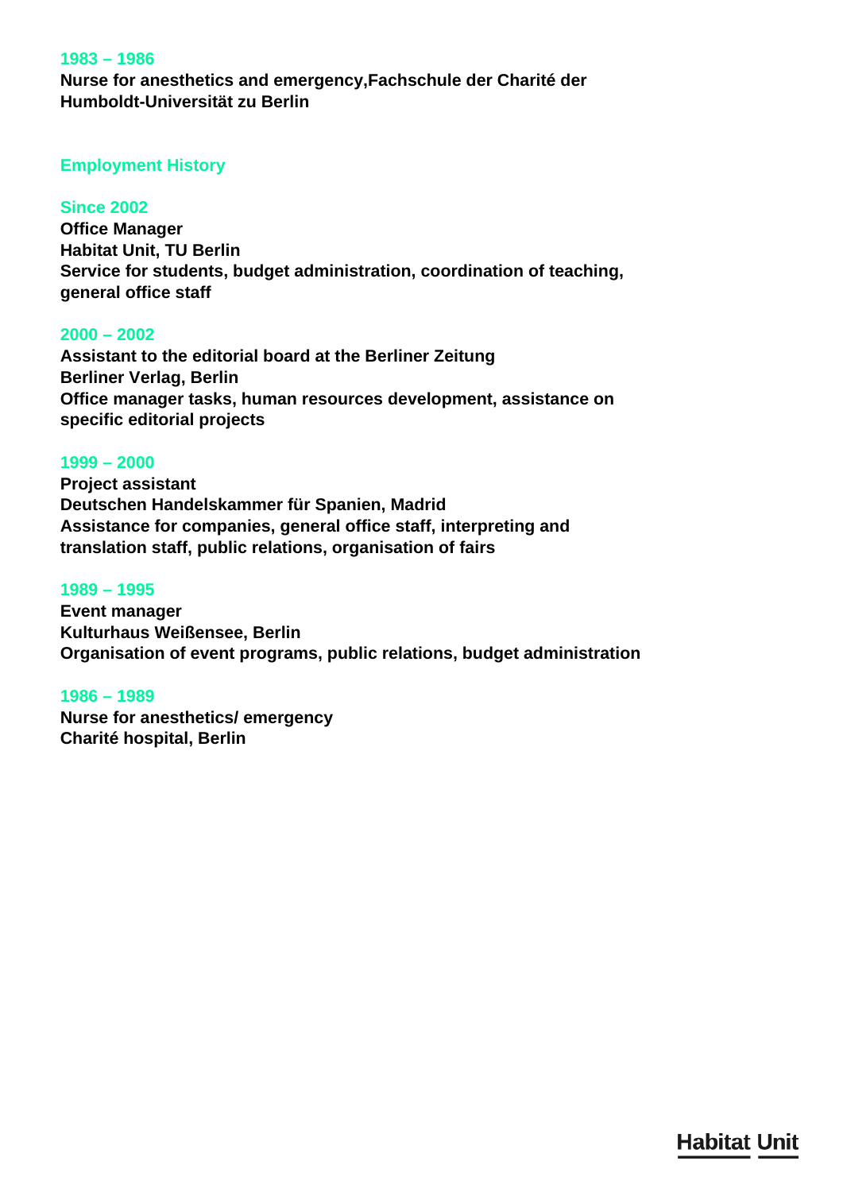**1983 – 1986**
**Nurse for anesthetics and emergency,Fachschule der Charité der Humboldt-Universität zu Berlin**

## Employment History

**Since 2002**
**Office Manager**
**Habitat Unit, TU Berlin**
**Service for students, budget administration, coordination of teaching, general office staff**

**2000 – 2002**
**Assistant to the editorial board at the Berliner Zeitung**
**Berliner Verlag, Berlin**
**Office manager tasks, human resources development, assistance on specific editorial projects**

**1999 – 2000**
**Project assistant**
**Deutschen Handelskammer für Spanien, Madrid**
**Assistance for companies, general office staff, interpreting and translation staff, public relations, organisation of fairs**

**1989 – 1995**
**Event manager**
**Kulturhaus Weißensee, Berlin**
**Organisation of event programs, public relations, budget administration**

**1986 – 1989**
**Nurse for anesthetics/ emergency**
**Charité hospital, Berlin**